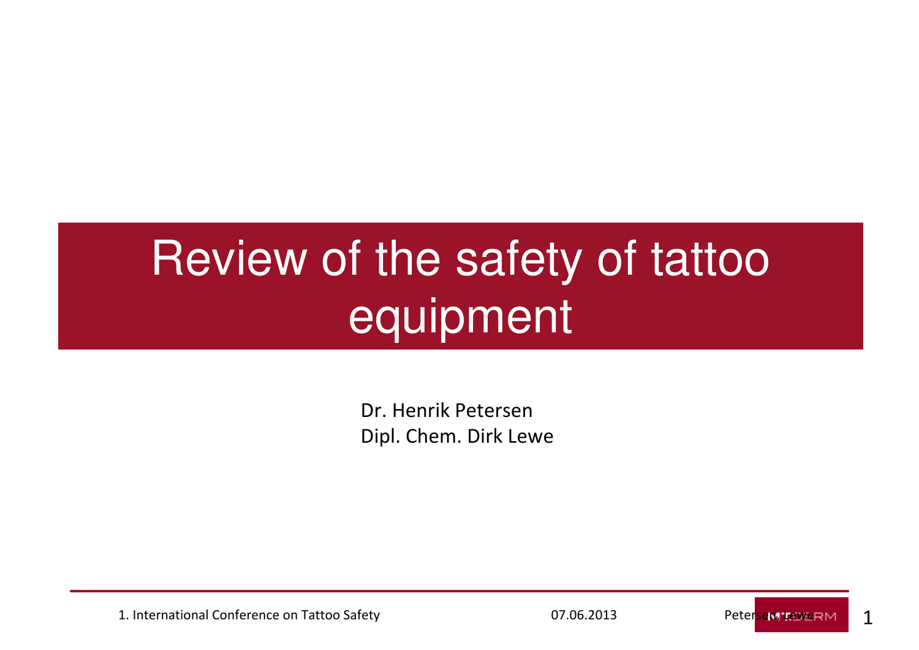# Review of the safety of tattoo equipment

Dr. Henrik Petersen
Dipl. Chem. Dirk Lewe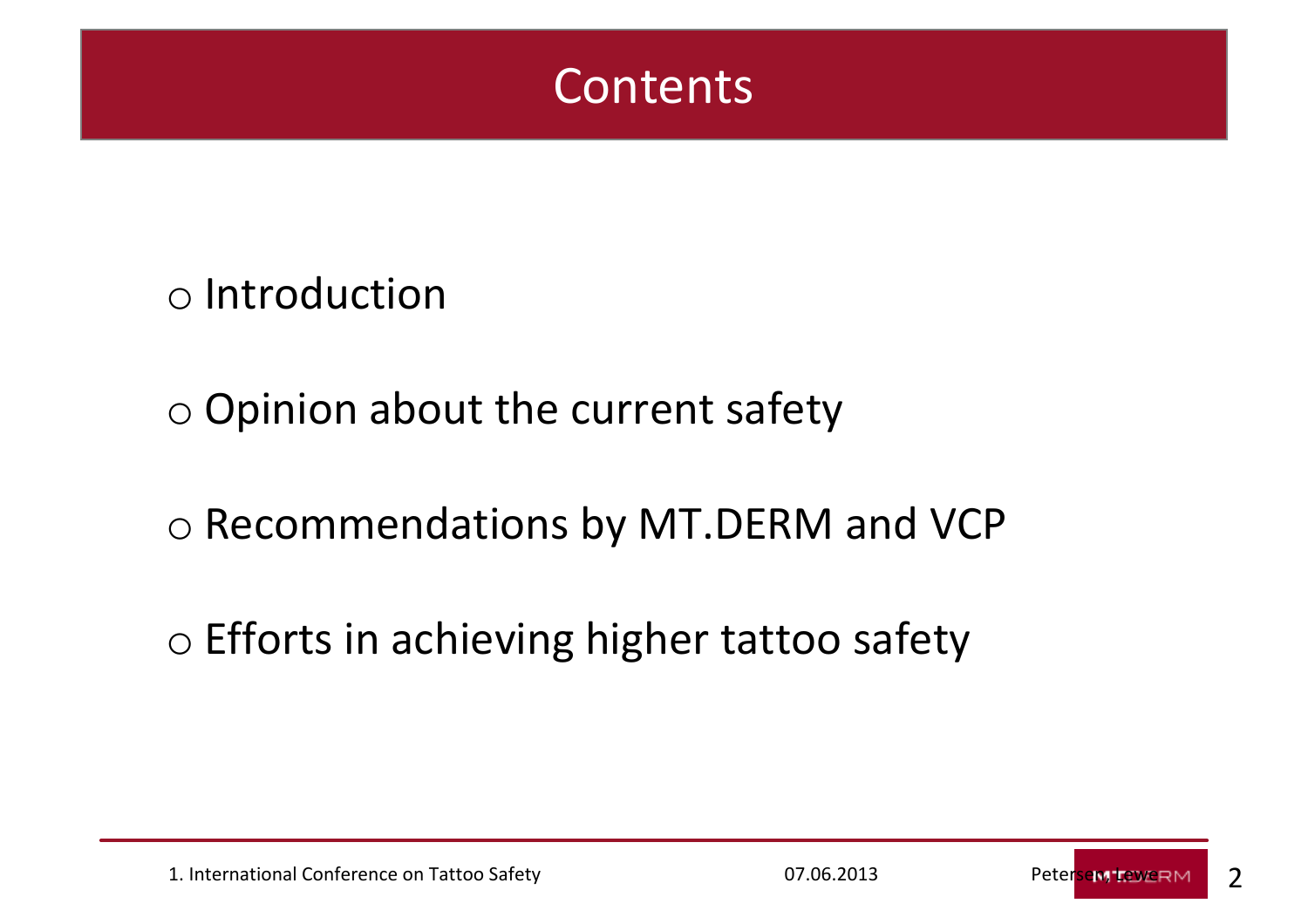# Contents

- Introduction
- Opinion about the current safety
- Recommendations by MT.DERM and VCP
- Efforts in achieving higher tattoo safety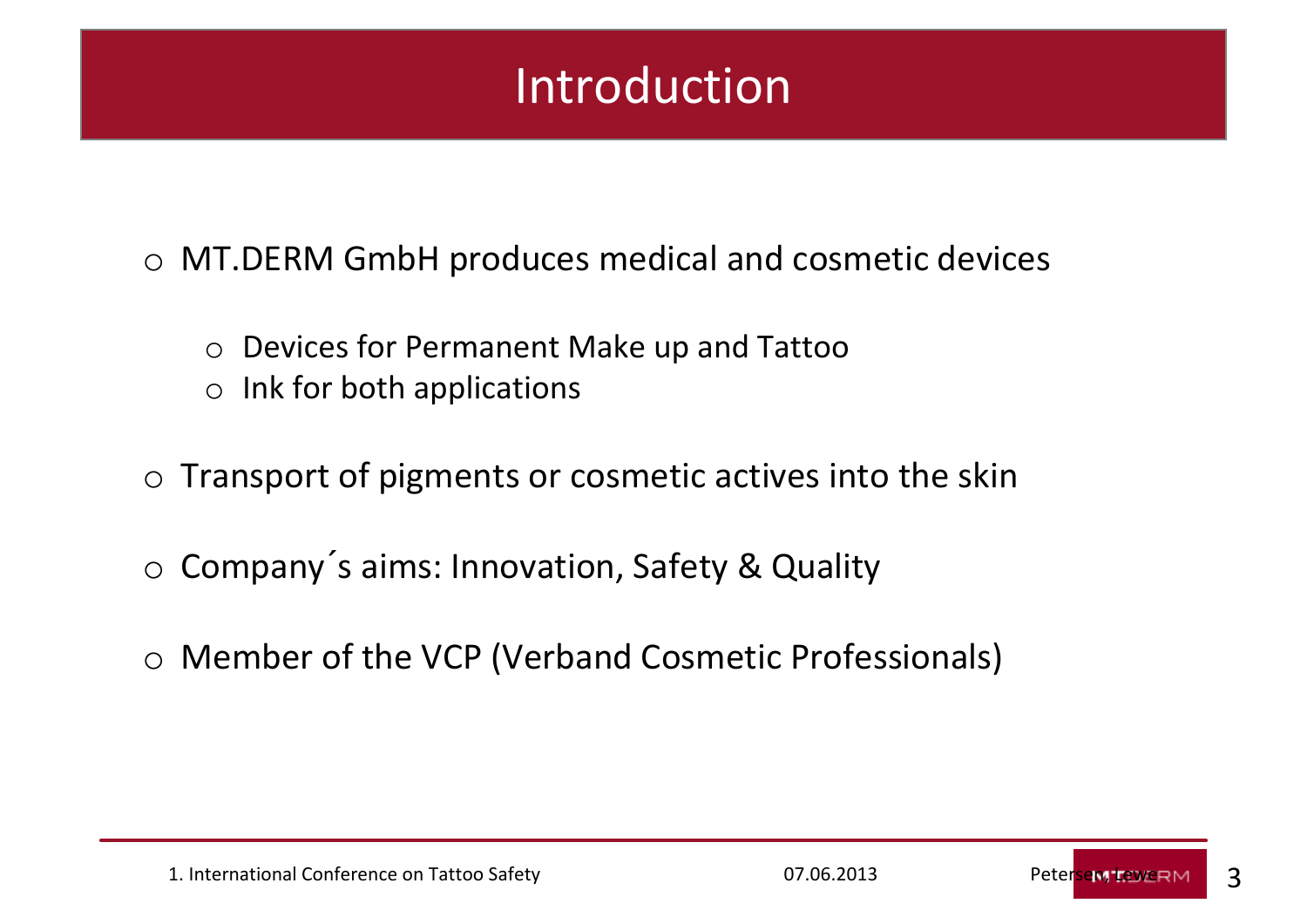# Introduction

- MT.DERM GmbH produces medical and cosmetic devices
  - Devices for Permanent Make up and Tattoo
  - Ink for both applications
- Transport of pigments or cosmetic actives into the skin
- Company´s aims: Innovation, Safety & Quality
- Member of the VCP (Verband Cosmetic Professionals)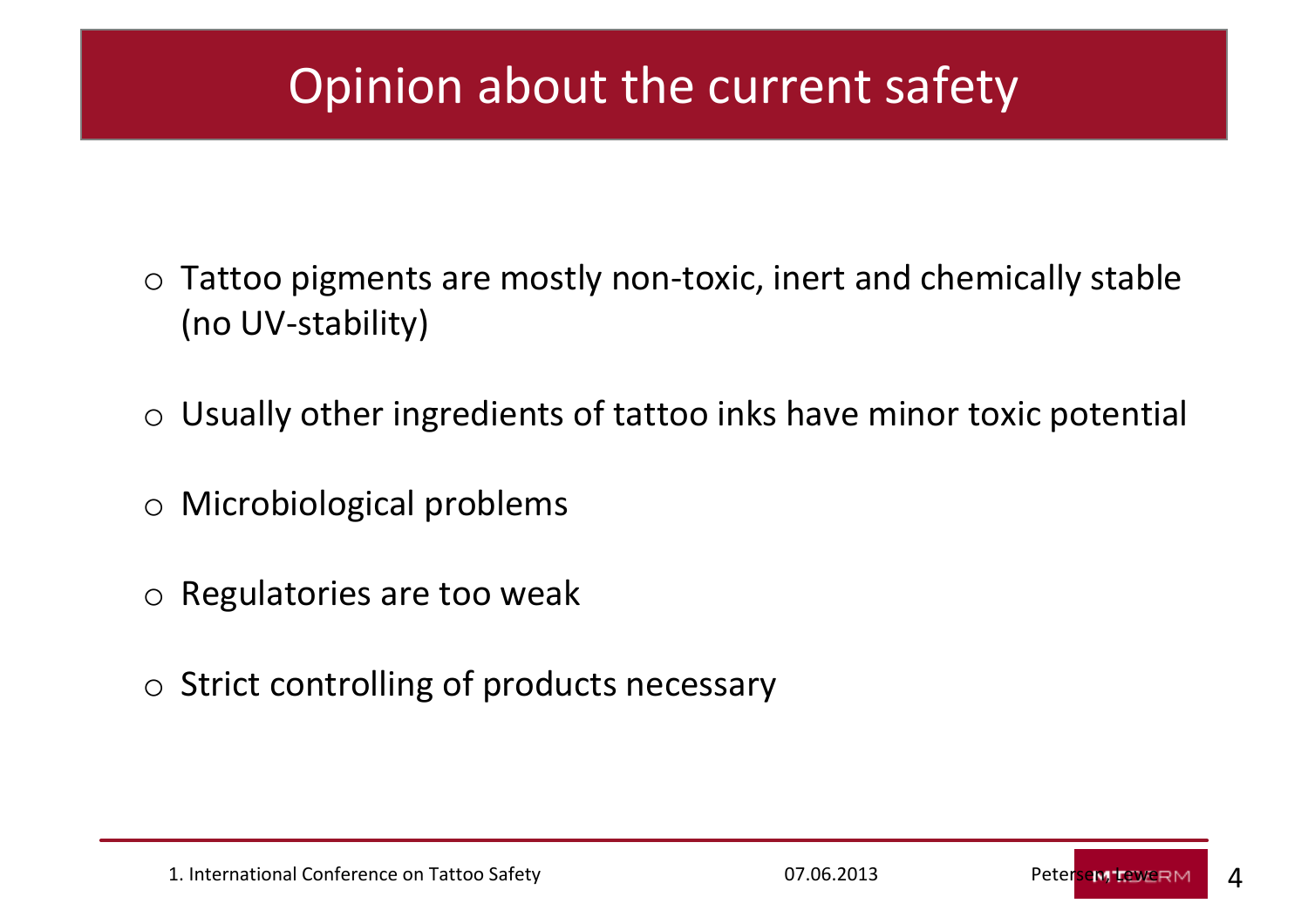# Opinion about the current safety

- Tattoo pigments are mostly non-toxic, inert and chemically stable (no UV-stability)
- Usually other ingredients of tattoo inks have minor toxic potential
- Microbiological problems
- Regulatories are too weak
- Strict controlling of products necessary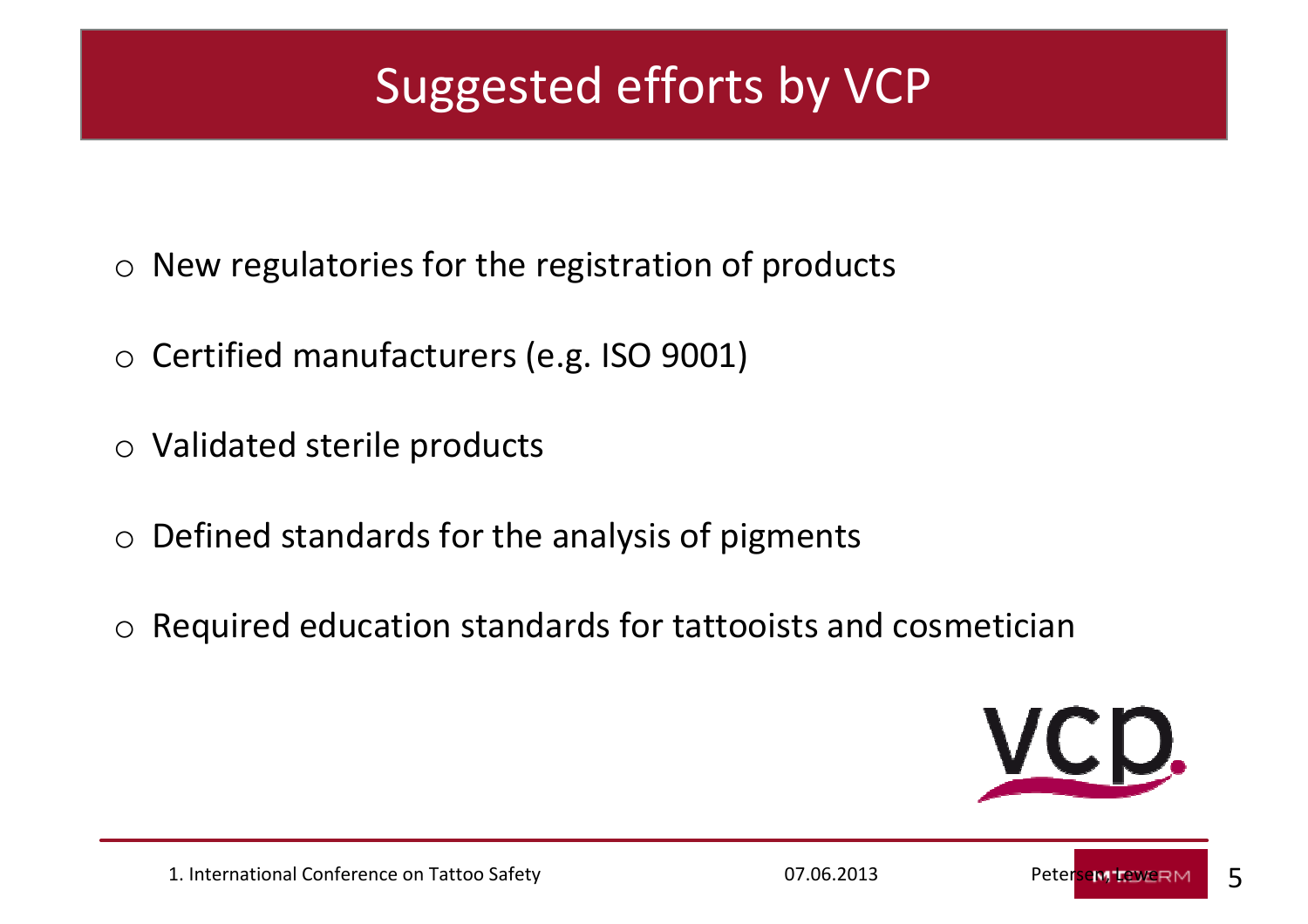# Suggested efforts by VCP

- New regulatories for the registration of products
- Certified manufacturers (e.g. ISO 9001)
- Validated sterile products
- Defined standards for the analysis of pigments
- Required education standards for tattooists and cosmetician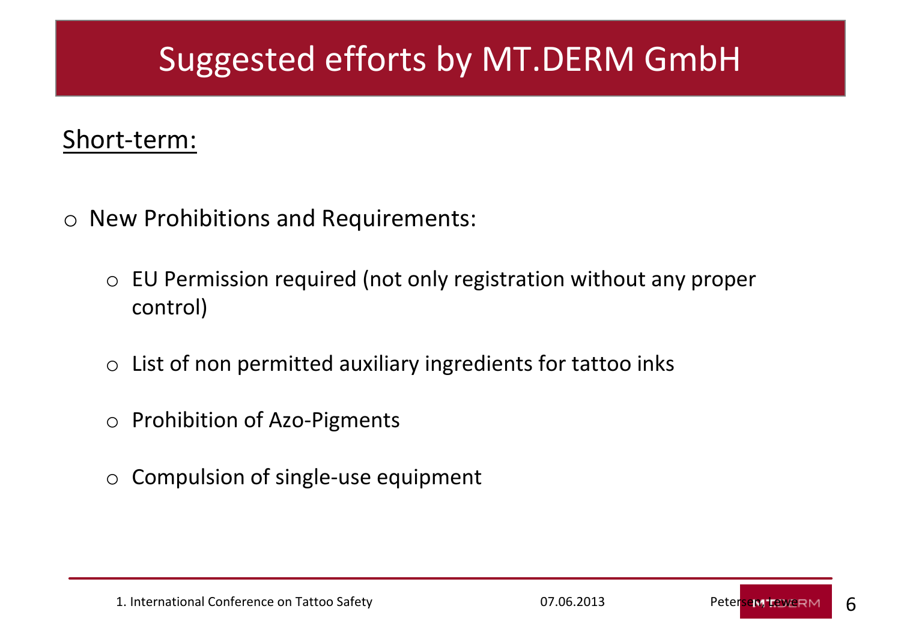# Suggested efforts by MT.DERM GmbH

Short-term:

- New Prohibitions and Requirements:
  - EU Permission required (not only registration without any proper control)
  - List of non permitted auxiliary ingredients for tattoo inks
  - Prohibition of Azo-Pigments
  - Compulsion of single-use equipment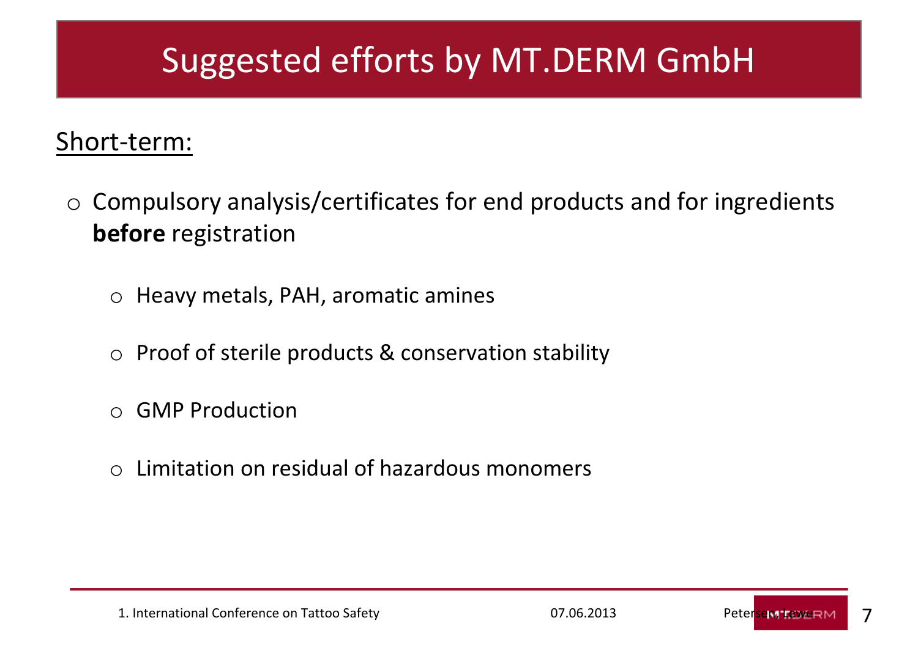# Suggested efforts by MT.DERM GmbH

Short-term:

- Compulsory analysis/certificates for end products and for ingredients **before** registration
  - Heavy metals, PAH, aromatic amines
  - Proof of sterile products & conservation stability
  - GMP Production
  - Limitation on residual of hazardous monomers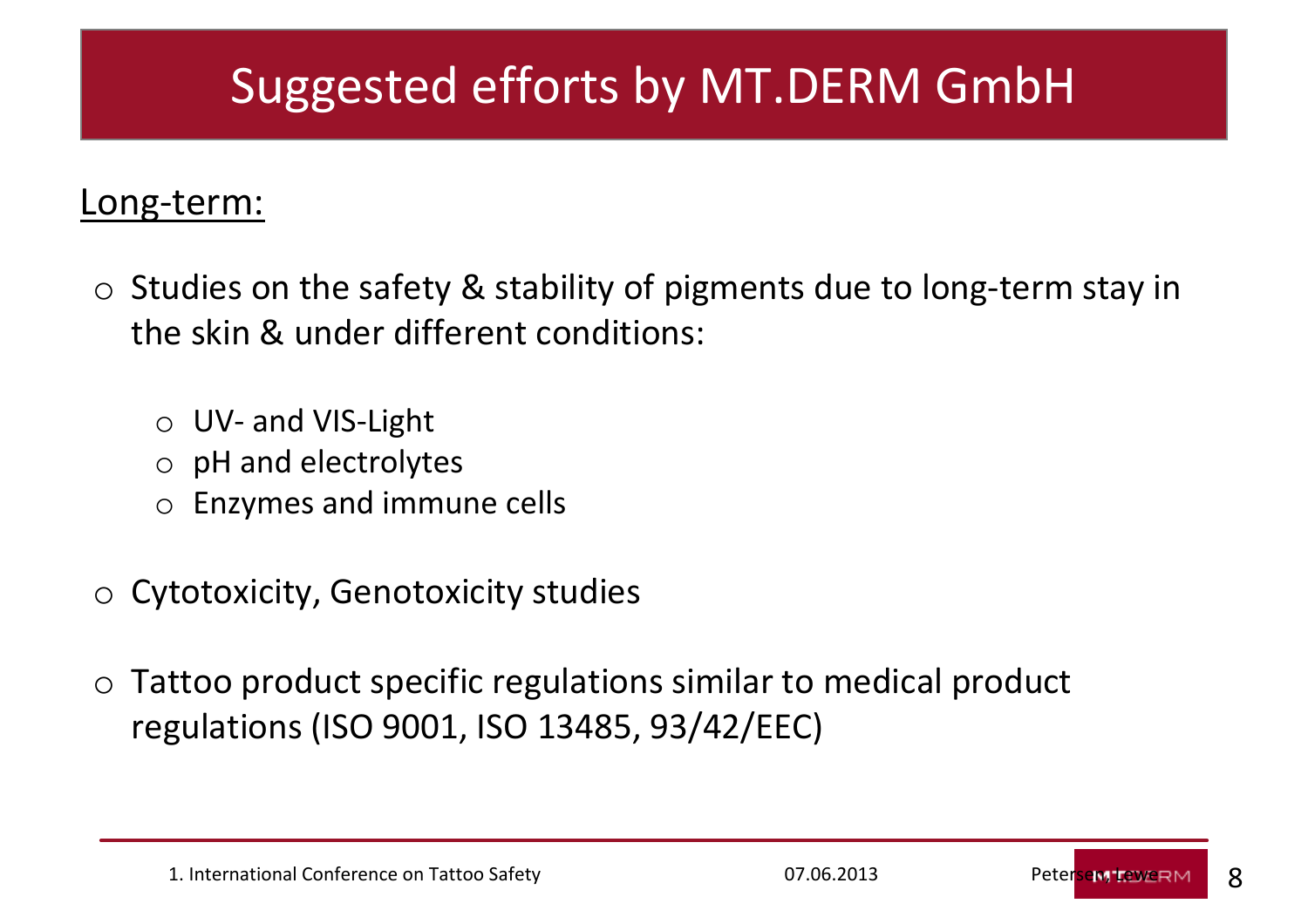# Suggested efforts by MT.DERM GmbH

Long-term:

- Studies on the safety & stability of pigments due to long-term stay in the skin & under different conditions:
  - UV- and VIS-Light
  - pH and electrolytes
  - Enzymes and immune cells
- Cytotoxicity, Genotoxicity studies
- Tattoo product specific regulations similar to medical product regulations (ISO 9001, ISO 13485, 93/42/EEC)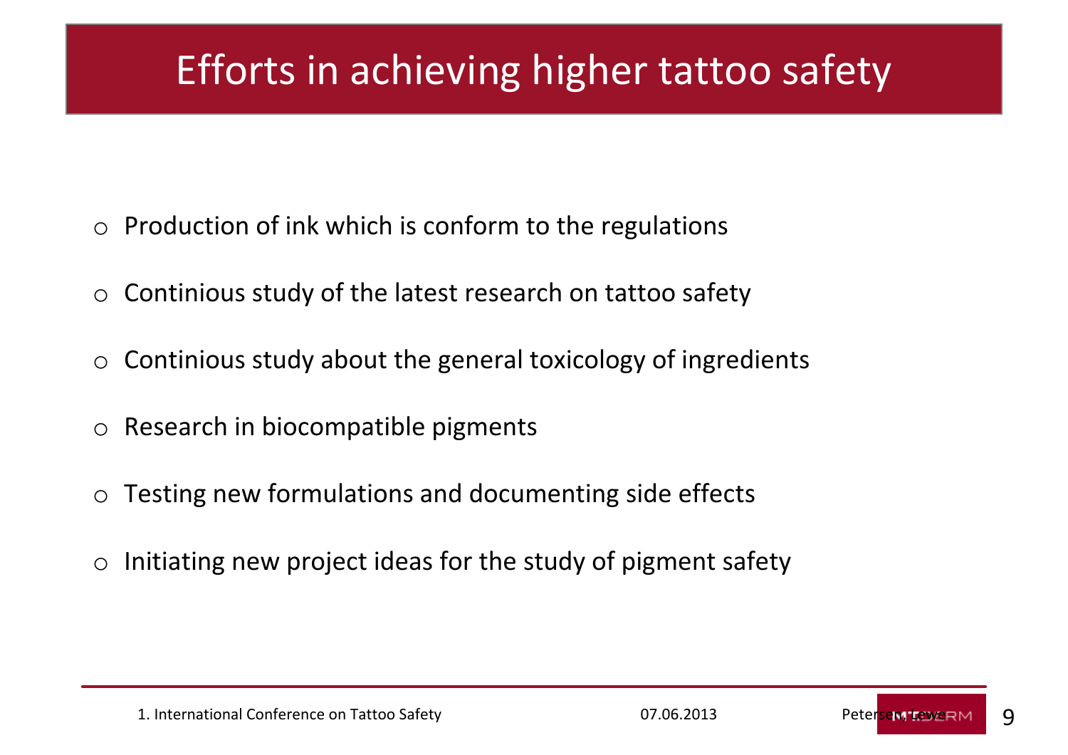# Efforts in achieving higher tattoo safety

- Production of ink which is conform to the regulations
- Continious study of the latest research on tattoo safety
- Continious study about the general toxicology of ingredients
- Research in biocompatible pigments
- Testing new formulations and documenting side effects
- Initiating new project ideas for the study of pigment safety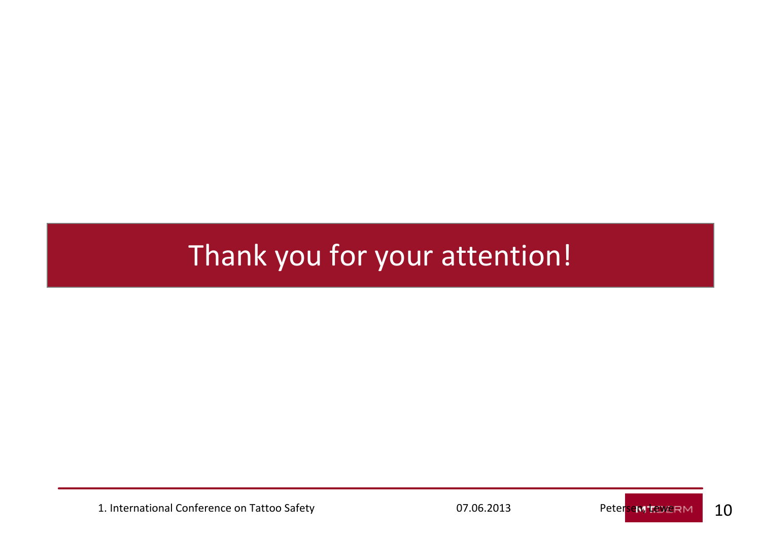Thank you for your attention!